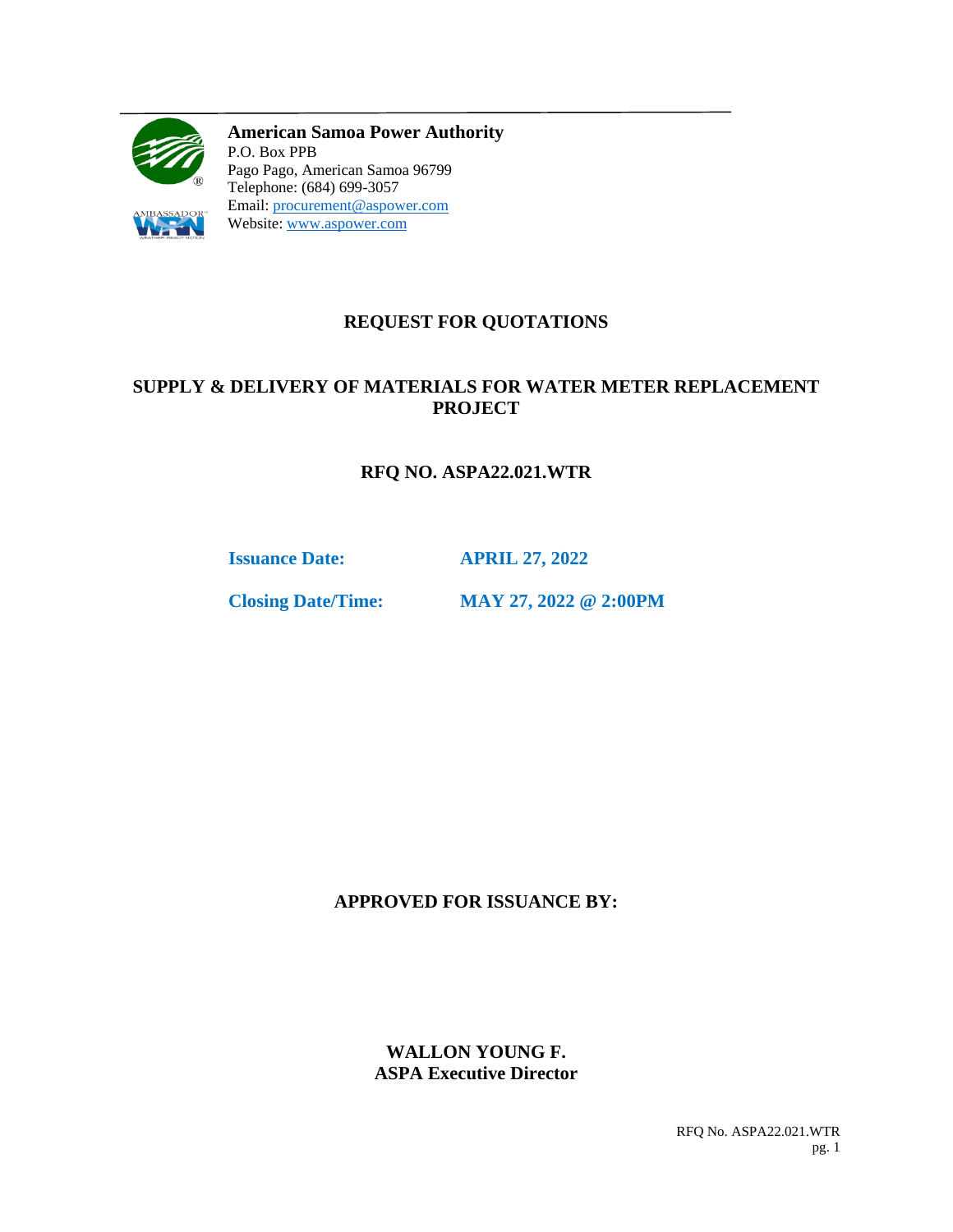**American Samoa Power Authority**
P.O. Box PPB
Pago Pago, American Samoa 96799
Telephone: (684) 699-3057
Email: procurement@aspower.com
Website: www.aspower.com

# REQUEST FOR QUOTATIONS

## SUPPLY & DELIVERY OF MATERIALS FOR WATER METER REPLACEMENT PROJECT

## RFQ NO. ASPA22.021.WTR

**Issuance Date:** **APRIL 27, 2022**

**Closing Date/Time:** **MAY 27, 2022 @ 2:00PM**

**APPROVED FOR ISSUANCE BY:**

**WALLON YOUNG F.**
**ASPA Executive Director**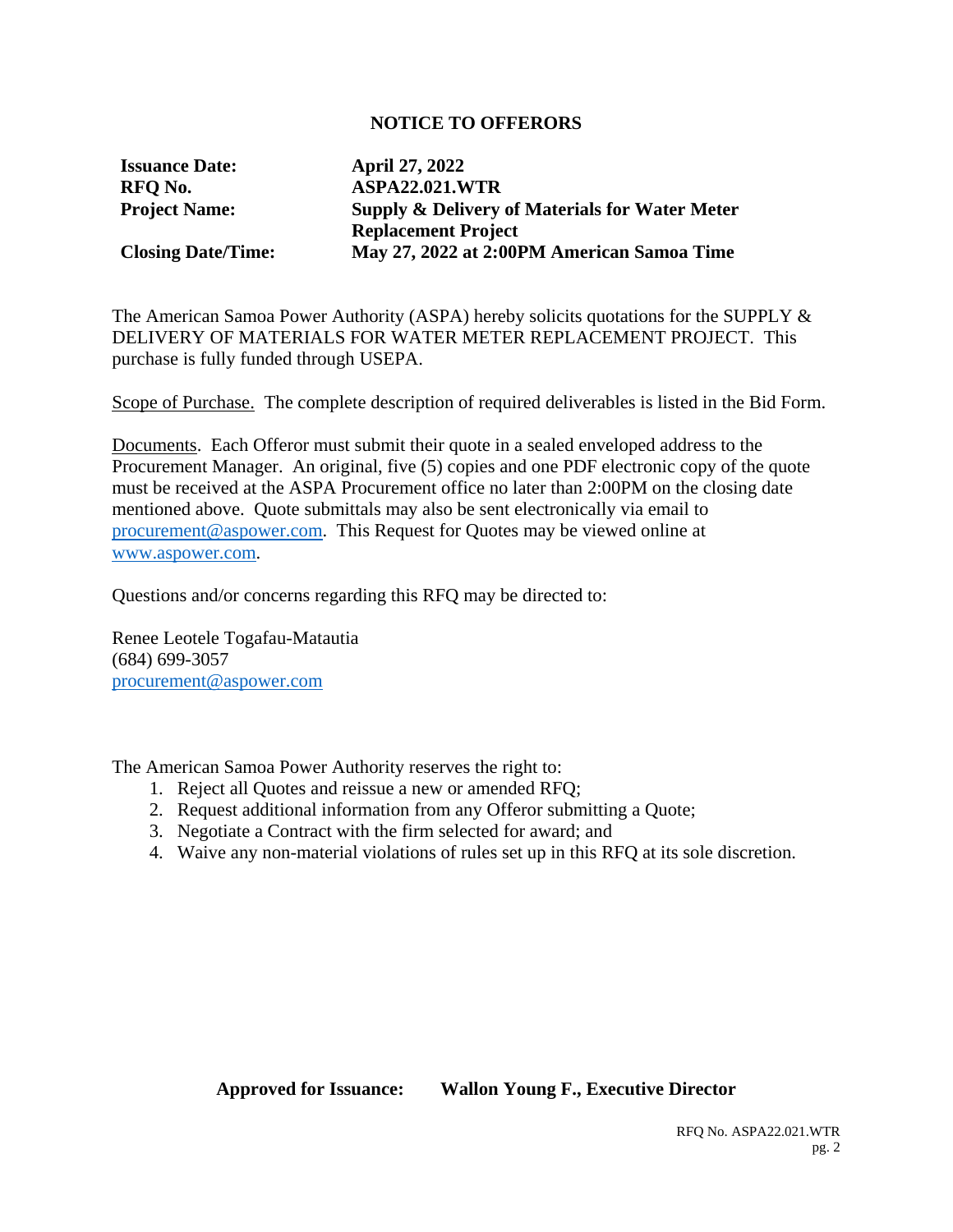## NOTICE TO OFFERORS

| | |
|---|---|
| **Issuance Date:** | **April 27, 2022** |
| **RFQ No.** | **ASPA22.021.WTR** |
| **Project Name:** | **Supply & Delivery of Materials for Water Meter Replacement Project** |
| **Closing Date/Time:** | **May 27, 2022 at 2:00PM American Samoa Time** |

The American Samoa Power Authority (ASPA) hereby solicits quotations for the SUPPLY & DELIVERY OF MATERIALS FOR WATER METER REPLACEMENT PROJECT. This purchase is fully funded through USEPA.

Scope of Purchase. The complete description of required deliverables is listed in the Bid Form.

Documents. Each Offeror must submit their quote in a sealed enveloped address to the Procurement Manager. An original, five (5) copies and one PDF electronic copy of the quote must be received at the ASPA Procurement office no later than 2:00PM on the closing date mentioned above. Quote submittals may also be sent electronically via email to procurement@aspower.com. This Request for Quotes may be viewed online at www.aspower.com.

Questions and/or concerns regarding this RFQ may be directed to:

Renee Leotele Togafau-Matautia
(684) 699-3057
procurement@aspower.com

The American Samoa Power Authority reserves the right to:

1. Reject all Quotes and reissue a new or amended RFQ;
2. Request additional information from any Offeror submitting a Quote;
3. Negotiate a Contract with the firm selected for award; and
4. Waive any non-material violations of rules set up in this RFQ at its sole discretion.

**Approved for Issuance: Wallon Young F., Executive Director**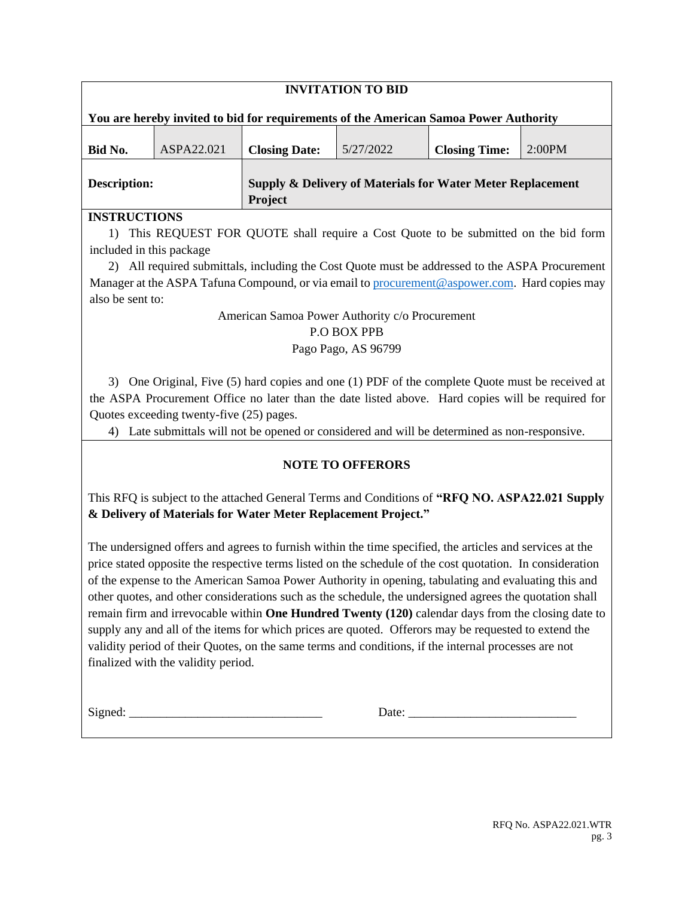## INVITATION TO BID

**You are hereby invited to bid for requirements of the American Samoa Power Authority**

| **Bid No.** | ASPA22.021 | **Closing Date:** | 5/27/2022 | **Closing Time:** | 2:00PM |
|---|---|---|---|---|---|
| **Description:** | | **Supply & Delivery of Materials for Water Meter Replacement Project** | | | |

**INSTRUCTIONS**

1) This REQUEST FOR QUOTE shall require a Cost Quote to be submitted on the bid form included in this package
2) All required submittals, including the Cost Quote must be addressed to the ASPA Procurement Manager at the ASPA Tafuna Compound, or via email to procurement@aspower.com. Hard copies may also be sent to:

American Samoa Power Authority c/o Procurement
P.O BOX PPB
Pago Pago, AS 96799

3) One Original, Five (5) hard copies and one (1) PDF of the complete Quote must be received at the ASPA Procurement Office no later than the date listed above. Hard copies will be required for Quotes exceeding twenty-five (25) pages.
4) Late submittals will not be opened or considered and will be determined as non-responsive.

## NOTE TO OFFERORS

This RFQ is subject to the attached General Terms and Conditions of **"RFQ NO. ASPA22.021 Supply & Delivery of Materials for Water Meter Replacement Project."**

The undersigned offers and agrees to furnish within the time specified, the articles and services at the price stated opposite the respective terms listed on the schedule of the cost quotation. In consideration of the expense to the American Samoa Power Authority in opening, tabulating and evaluating this and other quotes, and other considerations such as the schedule, the undersigned agrees the quotation shall remain firm and irrevocable within **One Hundred Twenty (120)** calendar days from the closing date to supply any and all of the items for which prices are quoted. Offerors may be requested to extend the validity period of their Quotes, on the same terms and conditions, if the internal processes are not finalized with the validity period.

Signed: ______________________________ Date: ___________________________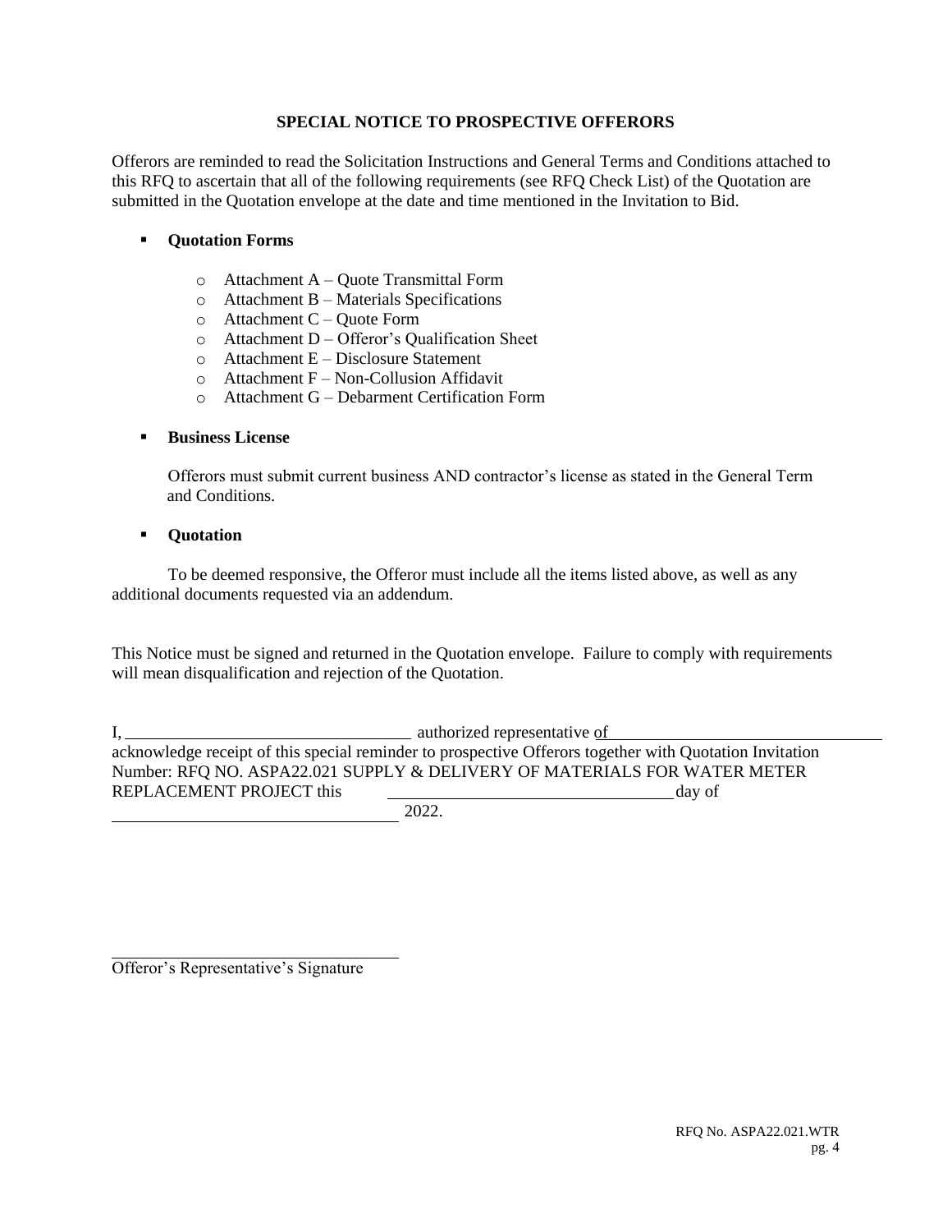## SPECIAL NOTICE TO PROSPECTIVE OFFERORS

Offerors are reminded to read the Solicitation Instructions and General Terms and Conditions attached to this RFQ to ascertain that all of the following requirements (see RFQ Check List) of the Quotation are submitted in the Quotation envelope at the date and time mentioned in the Invitation to Bid.

- **Quotation Forms**
  - Attachment A – Quote Transmittal Form
  - Attachment B – Materials Specifications
  - Attachment C – Quote Form
  - Attachment D – Offeror's Qualification Sheet
  - Attachment E – Disclosure Statement
  - Attachment F – Non-Collusion Affidavit
  - Attachment G – Debarment Certification Form

- **Business License**

  Offerors must submit current business AND contractor's license as stated in the General Term and Conditions.

- **Quotation**

To be deemed responsive, the Offeror must include all the items listed above, as well as any additional documents requested via an addendum.

This Notice must be signed and returned in the Quotation envelope. Failure to comply with requirements will mean disqualification and rejection of the Quotation.

I, ______________________________ authorized representative of ______________________________ acknowledge receipt of this special reminder to prospective Offerors together with Quotation Invitation Number: RFQ NO. ASPA22.021 SUPPLY & DELIVERY OF MATERIALS FOR WATER METER REPLACEMENT PROJECT this ______________________________ day of ______________________________ 2022.

______________________________
Offeror's Representative's Signature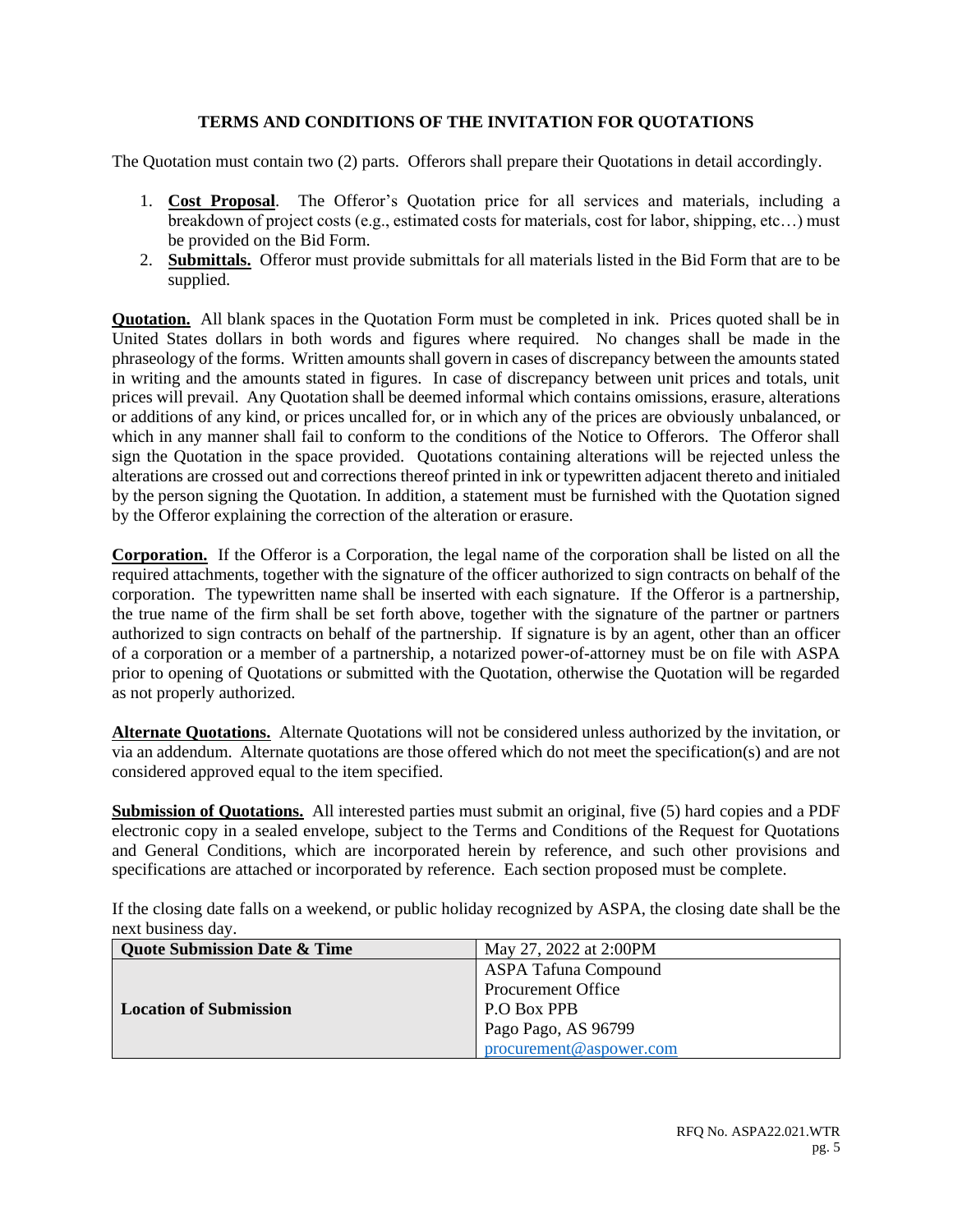## TERMS AND CONDITIONS OF THE INVITATION FOR QUOTATIONS

The Quotation must contain two (2) parts. Offerors shall prepare their Quotations in detail accordingly.

1. **Cost Proposal**. The Offeror's Quotation price for all services and materials, including a breakdown of project costs (e.g., estimated costs for materials, cost for labor, shipping, etc…) must be provided on the Bid Form.
2. **Submittals.** Offeror must provide submittals for all materials listed in the Bid Form that are to be supplied.

**Quotation.** All blank spaces in the Quotation Form must be completed in ink. Prices quoted shall be in United States dollars in both words and figures where required. No changes shall be made in the phraseology of the forms. Written amounts shall govern in cases of discrepancy between the amounts stated in writing and the amounts stated in figures. In case of discrepancy between unit prices and totals, unit prices will prevail. Any Quotation shall be deemed informal which contains omissions, erasure, alterations or additions of any kind, or prices uncalled for, or in which any of the prices are obviously unbalanced, or which in any manner shall fail to conform to the conditions of the Notice to Offerors. The Offeror shall sign the Quotation in the space provided. Quotations containing alterations will be rejected unless the alterations are crossed out and corrections thereof printed in ink or typewritten adjacent thereto and initialed by the person signing the Quotation. In addition, a statement must be furnished with the Quotation signed by the Offeror explaining the correction of the alteration or erasure.

**Corporation.** If the Offeror is a Corporation, the legal name of the corporation shall be listed on all the required attachments, together with the signature of the officer authorized to sign contracts on behalf of the corporation. The typewritten name shall be inserted with each signature. If the Offeror is a partnership, the true name of the firm shall be set forth above, together with the signature of the partner or partners authorized to sign contracts on behalf of the partnership. If signature is by an agent, other than an officer of a corporation or a member of a partnership, a notarized power-of-attorney must be on file with ASPA prior to opening of Quotations or submitted with the Quotation, otherwise the Quotation will be regarded as not properly authorized.

**Alternate Quotations.** Alternate Quotations will not be considered unless authorized by the invitation, or via an addendum. Alternate quotations are those offered which do not meet the specification(s) and are not considered approved equal to the item specified.

**Submission of Quotations.** All interested parties must submit an original, five (5) hard copies and a PDF electronic copy in a sealed envelope, subject to the Terms and Conditions of the Request for Quotations and General Conditions, which are incorporated herein by reference, and such other provisions and specifications are attached or incorporated by reference. Each section proposed must be complete.

If the closing date falls on a weekend, or public holiday recognized by ASPA, the closing date shall be the next business day.

| **Quote Submission Date & Time** | May 27, 2022 at 2:00PM |
|---|---|
| **Location of Submission** | ASPA Tafuna Compound<br>Procurement Office<br>P.O Box PPB<br>Pago Pago, AS 96799<br>procurement@aspower.com |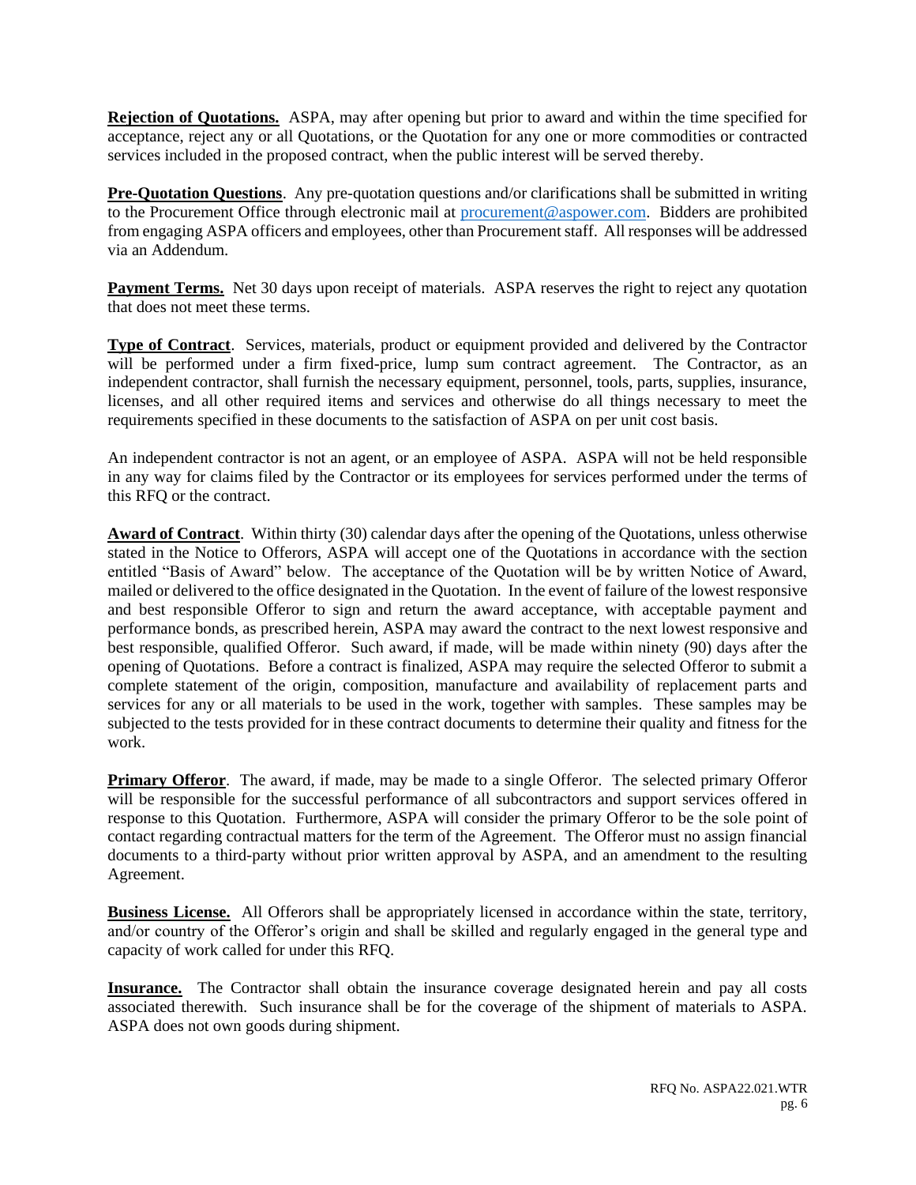**Rejection of Quotations.** ASPA, may after opening but prior to award and within the time specified for acceptance, reject any or all Quotations, or the Quotation for any one or more commodities or contracted services included in the proposed contract, when the public interest will be served thereby.

**Pre-Quotation Questions**. Any pre-quotation questions and/or clarifications shall be submitted in writing to the Procurement Office through electronic mail at procurement@aspower.com. Bidders are prohibited from engaging ASPA officers and employees, other than Procurement staff. All responses will be addressed via an Addendum.

**Payment Terms.** Net 30 days upon receipt of materials. ASPA reserves the right to reject any quotation that does not meet these terms.

**Type of Contract**. Services, materials, product or equipment provided and delivered by the Contractor will be performed under a firm fixed-price, lump sum contract agreement. The Contractor, as an independent contractor, shall furnish the necessary equipment, personnel, tools, parts, supplies, insurance, licenses, and all other required items and services and otherwise do all things necessary to meet the requirements specified in these documents to the satisfaction of ASPA on per unit cost basis.

An independent contractor is not an agent, or an employee of ASPA. ASPA will not be held responsible in any way for claims filed by the Contractor or its employees for services performed under the terms of this RFQ or the contract.

**Award of Contract**. Within thirty (30) calendar days after the opening of the Quotations, unless otherwise stated in the Notice to Offerors, ASPA will accept one of the Quotations in accordance with the section entitled "Basis of Award" below. The acceptance of the Quotation will be by written Notice of Award, mailed or delivered to the office designated in the Quotation. In the event of failure of the lowest responsive and best responsible Offeror to sign and return the award acceptance, with acceptable payment and performance bonds, as prescribed herein, ASPA may award the contract to the next lowest responsive and best responsible, qualified Offeror. Such award, if made, will be made within ninety (90) days after the opening of Quotations. Before a contract is finalized, ASPA may require the selected Offeror to submit a complete statement of the origin, composition, manufacture and availability of replacement parts and services for any or all materials to be used in the work, together with samples. These samples may be subjected to the tests provided for in these contract documents to determine their quality and fitness for the work.

**Primary Offeror**. The award, if made, may be made to a single Offeror. The selected primary Offeror will be responsible for the successful performance of all subcontractors and support services offered in response to this Quotation. Furthermore, ASPA will consider the primary Offeror to be the sole point of contact regarding contractual matters for the term of the Agreement. The Offeror must no assign financial documents to a third-party without prior written approval by ASPA, and an amendment to the resulting Agreement.

**Business License.** All Offerors shall be appropriately licensed in accordance within the state, territory, and/or country of the Offeror's origin and shall be skilled and regularly engaged in the general type and capacity of work called for under this RFQ.

**Insurance.** The Contractor shall obtain the insurance coverage designated herein and pay all costs associated therewith. Such insurance shall be for the coverage of the shipment of materials to ASPA. ASPA does not own goods during shipment.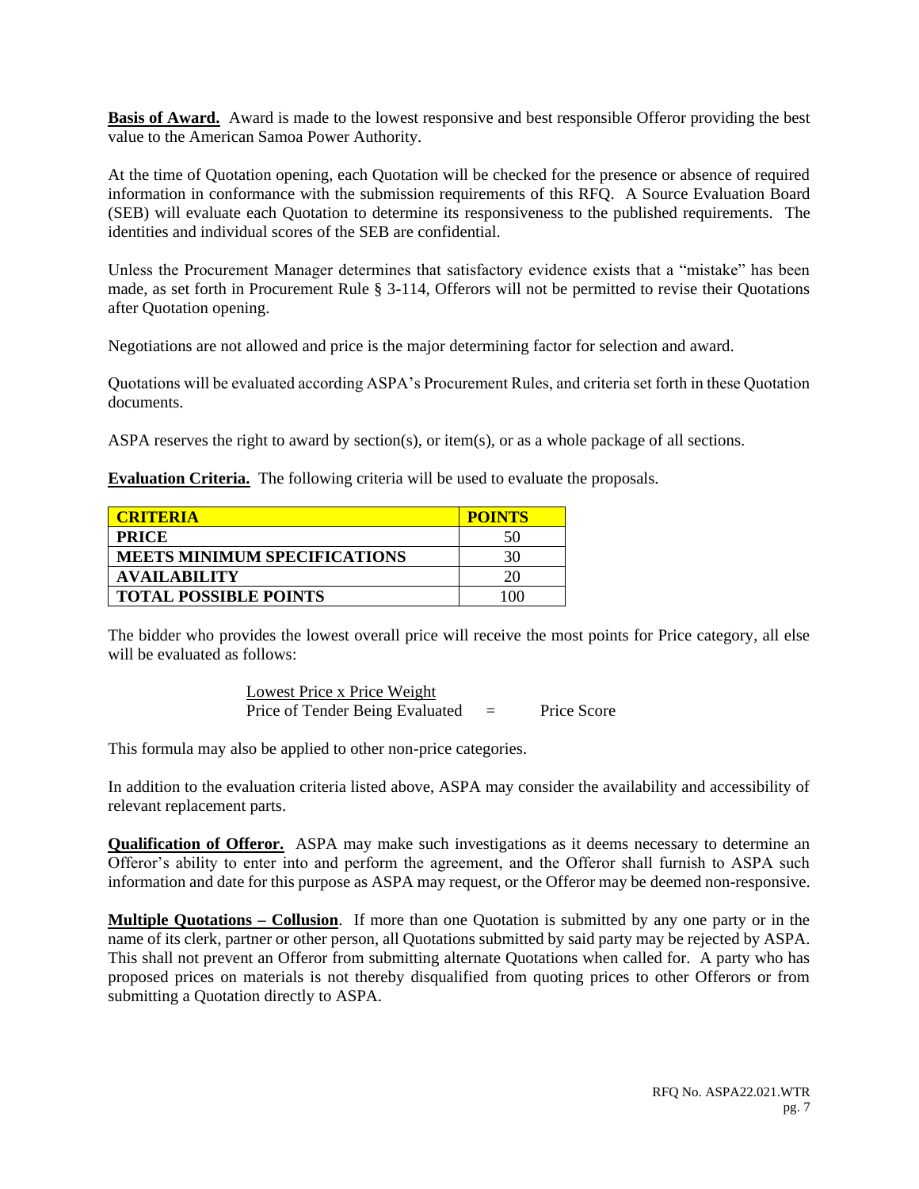**Basis of Award.** Award is made to the lowest responsive and best responsible Offeror providing the best value to the American Samoa Power Authority.

At the time of Quotation opening, each Quotation will be checked for the presence or absence of required information in conformance with the submission requirements of this RFQ. A Source Evaluation Board (SEB) will evaluate each Quotation to determine its responsiveness to the published requirements. The identities and individual scores of the SEB are confidential.

Unless the Procurement Manager determines that satisfactory evidence exists that a "mistake" has been made, as set forth in Procurement Rule § 3-114, Offerors will not be permitted to revise their Quotations after Quotation opening.

Negotiations are not allowed and price is the major determining factor for selection and award.

Quotations will be evaluated according ASPA's Procurement Rules, and criteria set forth in these Quotation documents.

ASPA reserves the right to award by section(s), or item(s), or as a whole package of all sections.

**Evaluation Criteria.** The following criteria will be used to evaluate the proposals.

| CRITERIA | POINTS |
|---|---|
| PRICE | 50 |
| MEETS MINIMUM SPECIFICATIONS | 30 |
| AVAILABILITY | 20 |
| TOTAL POSSIBLE POINTS | 100 |

The bidder who provides the lowest overall price will receive the most points for Price category, all else will be evaluated as follows:

$$\frac{\text{Lowest Price x Price Weight}}{\text{Price of Tender Being Evaluated}} = \text{Price Score}$$

This formula may also be applied to other non-price categories.

In addition to the evaluation criteria listed above, ASPA may consider the availability and accessibility of relevant replacement parts.

**Qualification of Offeror.** ASPA may make such investigations as it deems necessary to determine an Offeror's ability to enter into and perform the agreement, and the Offeror shall furnish to ASPA such information and date for this purpose as ASPA may request, or the Offeror may be deemed non-responsive.

**Multiple Quotations – Collusion**. If more than one Quotation is submitted by any one party or in the name of its clerk, partner or other person, all Quotations submitted by said party may be rejected by ASPA. This shall not prevent an Offeror from submitting alternate Quotations when called for. A party who has proposed prices on materials is not thereby disqualified from quoting prices to other Offerors or from submitting a Quotation directly to ASPA.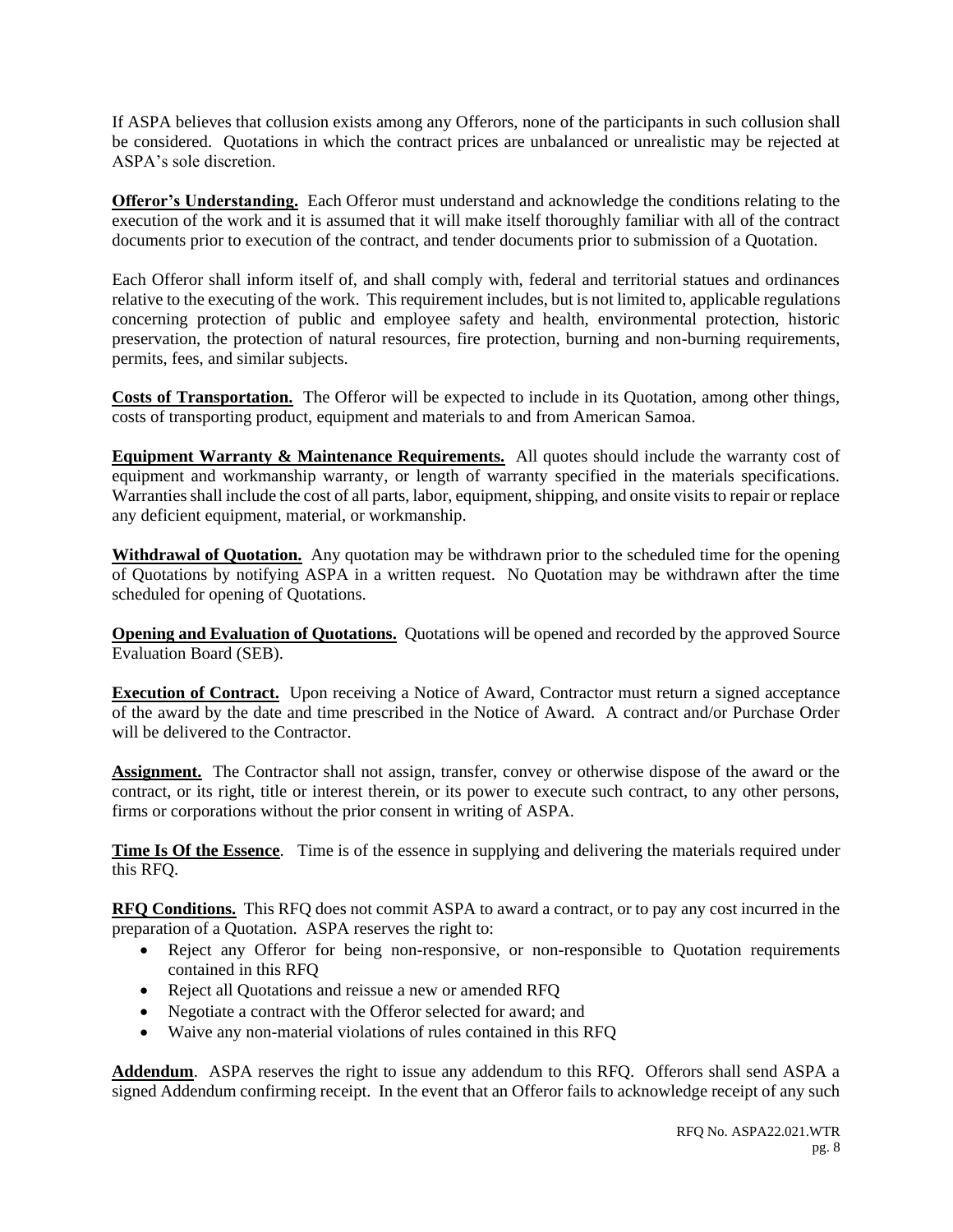If ASPA believes that collusion exists among any Offerors, none of the participants in such collusion shall be considered. Quotations in which the contract prices are unbalanced or unrealistic may be rejected at ASPA's sole discretion.

**Offeror's Understanding.** Each Offeror must understand and acknowledge the conditions relating to the execution of the work and it is assumed that it will make itself thoroughly familiar with all of the contract documents prior to execution of the contract, and tender documents prior to submission of a Quotation.

Each Offeror shall inform itself of, and shall comply with, federal and territorial statues and ordinances relative to the executing of the work. This requirement includes, but is not limited to, applicable regulations concerning protection of public and employee safety and health, environmental protection, historic preservation, the protection of natural resources, fire protection, burning and non-burning requirements, permits, fees, and similar subjects.

**Costs of Transportation.** The Offeror will be expected to include in its Quotation, among other things, costs of transporting product, equipment and materials to and from American Samoa.

**Equipment Warranty & Maintenance Requirements.** All quotes should include the warranty cost of equipment and workmanship warranty, or length of warranty specified in the materials specifications. Warranties shall include the cost of all parts, labor, equipment, shipping, and onsite visits to repair or replace any deficient equipment, material, or workmanship.

**Withdrawal of Quotation.** Any quotation may be withdrawn prior to the scheduled time for the opening of Quotations by notifying ASPA in a written request. No Quotation may be withdrawn after the time scheduled for opening of Quotations.

**Opening and Evaluation of Quotations.** Quotations will be opened and recorded by the approved Source Evaluation Board (SEB).

**Execution of Contract.** Upon receiving a Notice of Award, Contractor must return a signed acceptance of the award by the date and time prescribed in the Notice of Award. A contract and/or Purchase Order will be delivered to the Contractor.

**Assignment.** The Contractor shall not assign, transfer, convey or otherwise dispose of the award or the contract, or its right, title or interest therein, or its power to execute such contract, to any other persons, firms or corporations without the prior consent in writing of ASPA.

**Time Is Of the Essence**. Time is of the essence in supplying and delivering the materials required under this RFQ.

**RFQ Conditions.** This RFQ does not commit ASPA to award a contract, or to pay any cost incurred in the preparation of a Quotation. ASPA reserves the right to:

- Reject any Offeror for being non-responsive, or non-responsible to Quotation requirements contained in this RFQ
- Reject all Quotations and reissue a new or amended RFQ
- Negotiate a contract with the Offeror selected for award; and
- Waive any non-material violations of rules contained in this RFQ

**Addendum**. ASPA reserves the right to issue any addendum to this RFQ. Offerors shall send ASPA a signed Addendum confirming receipt. In the event that an Offeror fails to acknowledge receipt of any such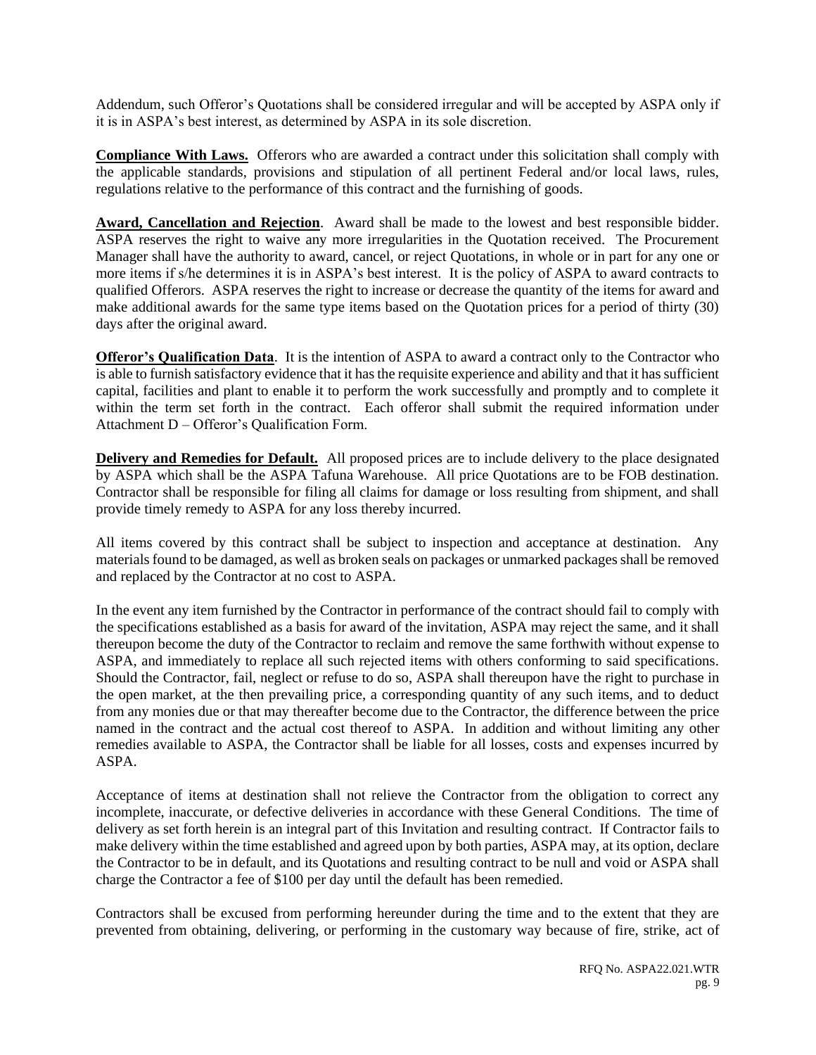Addendum, such Offeror's Quotations shall be considered irregular and will be accepted by ASPA only if it is in ASPA's best interest, as determined by ASPA in its sole discretion.

**Compliance With Laws.** Offerors who are awarded a contract under this solicitation shall comply with the applicable standards, provisions and stipulation of all pertinent Federal and/or local laws, rules, regulations relative to the performance of this contract and the furnishing of goods.

**Award, Cancellation and Rejection**. Award shall be made to the lowest and best responsible bidder. ASPA reserves the right to waive any more irregularities in the Quotation received. The Procurement Manager shall have the authority to award, cancel, or reject Quotations, in whole or in part for any one or more items if s/he determines it is in ASPA's best interest. It is the policy of ASPA to award contracts to qualified Offerors. ASPA reserves the right to increase or decrease the quantity of the items for award and make additional awards for the same type items based on the Quotation prices for a period of thirty (30) days after the original award.

**Offeror's Qualification Data**. It is the intention of ASPA to award a contract only to the Contractor who is able to furnish satisfactory evidence that it has the requisite experience and ability and that it has sufficient capital, facilities and plant to enable it to perform the work successfully and promptly and to complete it within the term set forth in the contract. Each offeror shall submit the required information under Attachment D – Offeror's Qualification Form.

**Delivery and Remedies for Default.** All proposed prices are to include delivery to the place designated by ASPA which shall be the ASPA Tafuna Warehouse. All price Quotations are to be FOB destination. Contractor shall be responsible for filing all claims for damage or loss resulting from shipment, and shall provide timely remedy to ASPA for any loss thereby incurred.

All items covered by this contract shall be subject to inspection and acceptance at destination. Any materials found to be damaged, as well as broken seals on packages or unmarked packages shall be removed and replaced by the Contractor at no cost to ASPA.

In the event any item furnished by the Contractor in performance of the contract should fail to comply with the specifications established as a basis for award of the invitation, ASPA may reject the same, and it shall thereupon become the duty of the Contractor to reclaim and remove the same forthwith without expense to ASPA, and immediately to replace all such rejected items with others conforming to said specifications. Should the Contractor, fail, neglect or refuse to do so, ASPA shall thereupon have the right to purchase in the open market, at the then prevailing price, a corresponding quantity of any such items, and to deduct from any monies due or that may thereafter become due to the Contractor, the difference between the price named in the contract and the actual cost thereof to ASPA. In addition and without limiting any other remedies available to ASPA, the Contractor shall be liable for all losses, costs and expenses incurred by ASPA.

Acceptance of items at destination shall not relieve the Contractor from the obligation to correct any incomplete, inaccurate, or defective deliveries in accordance with these General Conditions. The time of delivery as set forth herein is an integral part of this Invitation and resulting contract. If Contractor fails to make delivery within the time established and agreed upon by both parties, ASPA may, at its option, declare the Contractor to be in default, and its Quotations and resulting contract to be null and void or ASPA shall charge the Contractor a fee of $100 per day until the default has been remedied.

Contractors shall be excused from performing hereunder during the time and to the extent that they are prevented from obtaining, delivering, or performing in the customary way because of fire, strike, act of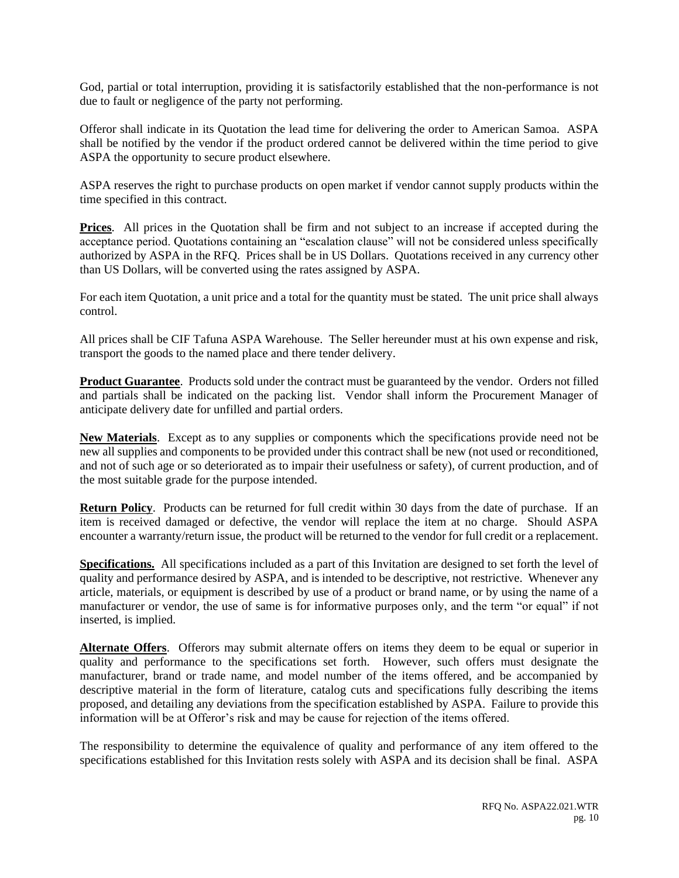God, partial or total interruption, providing it is satisfactorily established that the non-performance is not due to fault or negligence of the party not performing.

Offeror shall indicate in its Quotation the lead time for delivering the order to American Samoa. ASPA shall be notified by the vendor if the product ordered cannot be delivered within the time period to give ASPA the opportunity to secure product elsewhere.

ASPA reserves the right to purchase products on open market if vendor cannot supply products within the time specified in this contract.

**Prices**. All prices in the Quotation shall be firm and not subject to an increase if accepted during the acceptance period. Quotations containing an "escalation clause" will not be considered unless specifically authorized by ASPA in the RFQ. Prices shall be in US Dollars. Quotations received in any currency other than US Dollars, will be converted using the rates assigned by ASPA.

For each item Quotation, a unit price and a total for the quantity must be stated. The unit price shall always control.

All prices shall be CIF Tafuna ASPA Warehouse. The Seller hereunder must at his own expense and risk, transport the goods to the named place and there tender delivery.

**Product Guarantee**. Products sold under the contract must be guaranteed by the vendor. Orders not filled and partials shall be indicated on the packing list. Vendor shall inform the Procurement Manager of anticipate delivery date for unfilled and partial orders.

**New Materials**. Except as to any supplies or components which the specifications provide need not be new all supplies and components to be provided under this contract shall be new (not used or reconditioned, and not of such age or so deteriorated as to impair their usefulness or safety), of current production, and of the most suitable grade for the purpose intended.

**Return Policy**. Products can be returned for full credit within 30 days from the date of purchase. If an item is received damaged or defective, the vendor will replace the item at no charge. Should ASPA encounter a warranty/return issue, the product will be returned to the vendor for full credit or a replacement.

**Specifications.** All specifications included as a part of this Invitation are designed to set forth the level of quality and performance desired by ASPA, and is intended to be descriptive, not restrictive. Whenever any article, materials, or equipment is described by use of a product or brand name, or by using the name of a manufacturer or vendor, the use of same is for informative purposes only, and the term "or equal" if not inserted, is implied.

**Alternate Offers**. Offerors may submit alternate offers on items they deem to be equal or superior in quality and performance to the specifications set forth. However, such offers must designate the manufacturer, brand or trade name, and model number of the items offered, and be accompanied by descriptive material in the form of literature, catalog cuts and specifications fully describing the items proposed, and detailing any deviations from the specification established by ASPA. Failure to provide this information will be at Offeror's risk and may be cause for rejection of the items offered.

The responsibility to determine the equivalence of quality and performance of any item offered to the specifications established for this Invitation rests solely with ASPA and its decision shall be final. ASPA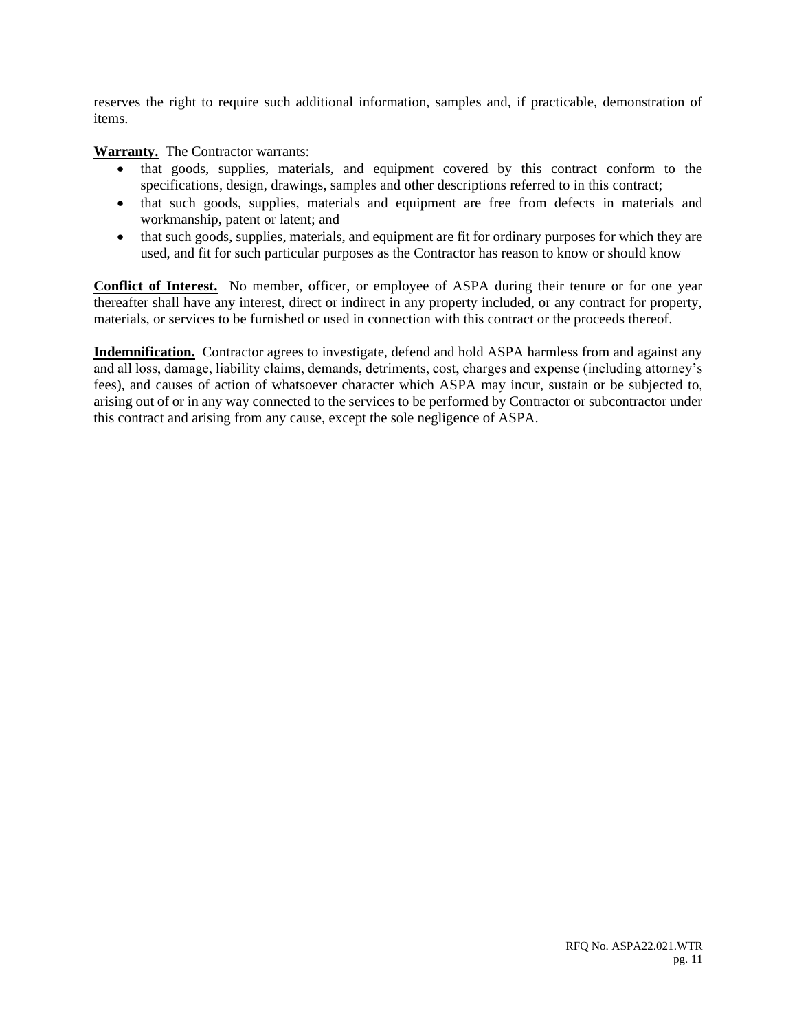reserves the right to require such additional information, samples and, if practicable, demonstration of items.

**Warranty.** The Contractor warrants:

- that goods, supplies, materials, and equipment covered by this contract conform to the specifications, design, drawings, samples and other descriptions referred to in this contract;
- that such goods, supplies, materials and equipment are free from defects in materials and workmanship, patent or latent; and
- that such goods, supplies, materials, and equipment are fit for ordinary purposes for which they are used, and fit for such particular purposes as the Contractor has reason to know or should know

**Conflict of Interest.** No member, officer, or employee of ASPA during their tenure or for one year thereafter shall have any interest, direct or indirect in any property included, or any contract for property, materials, or services to be furnished or used in connection with this contract or the proceeds thereof.

**Indemnification.** Contractor agrees to investigate, defend and hold ASPA harmless from and against any and all loss, damage, liability claims, demands, detriments, cost, charges and expense (including attorney's fees), and causes of action of whatsoever character which ASPA may incur, sustain or be subjected to, arising out of or in any way connected to the services to be performed by Contractor or subcontractor under this contract and arising from any cause, except the sole negligence of ASPA.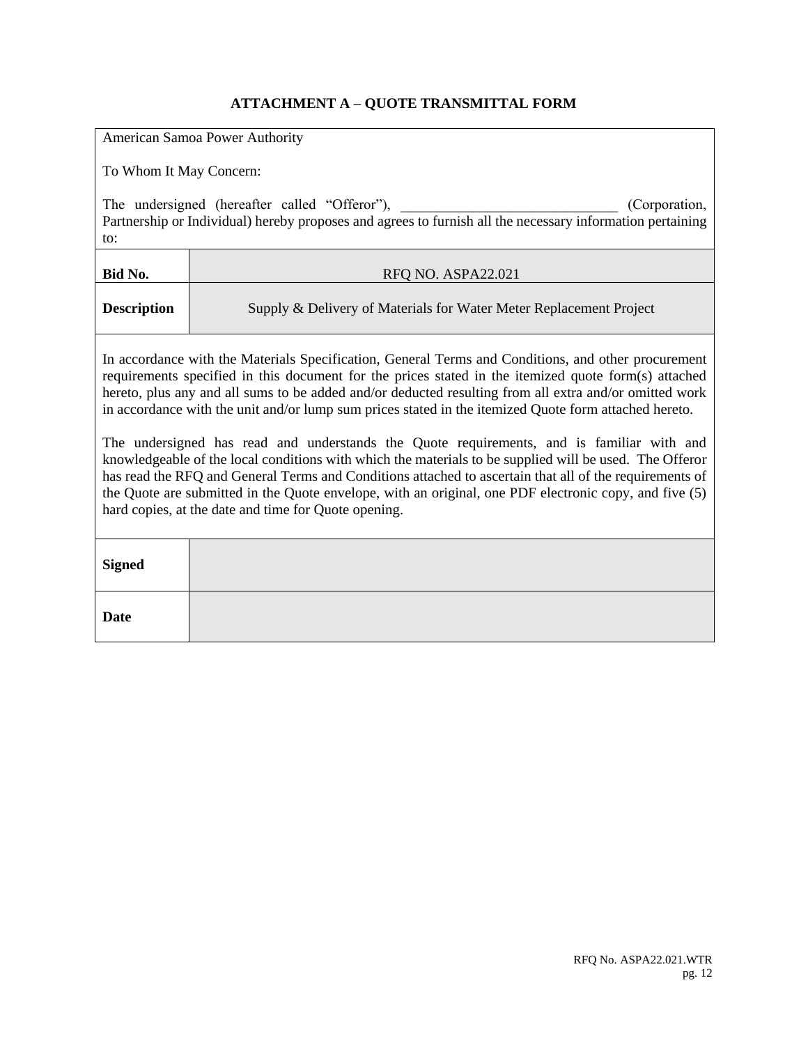# ATTACHMENT A – QUOTE TRANSMITTAL FORM

American Samoa Power Authority

To Whom It May Concern:

The undersigned (hereafter called "Offeror"), ______________________________ (Corporation, Partnership or Individual) hereby proposes and agrees to furnish all the necessary information pertaining to:

| | |
|---|---|
| **Bid No.** | RFQ NO. ASPA22.021 |
| **Description** | Supply & Delivery of Materials for Water Meter Replacement Project |

In accordance with the Materials Specification, General Terms and Conditions, and other procurement requirements specified in this document for the prices stated in the itemized quote form(s) attached hereto, plus any and all sums to be added and/or deducted resulting from all extra and/or omitted work in accordance with the unit and/or lump sum prices stated in the itemized Quote form attached hereto.

The undersigned has read and understands the Quote requirements, and is familiar with and knowledgeable of the local conditions with which the materials to be supplied will be used. The Offeror has read the RFQ and General Terms and Conditions attached to ascertain that all of the requirements of the Quote are submitted in the Quote envelope, with an original, one PDF electronic copy, and five (5) hard copies, at the date and time for Quote opening.

| | |
|---|---|
| **Signed** | |
| **Date** | |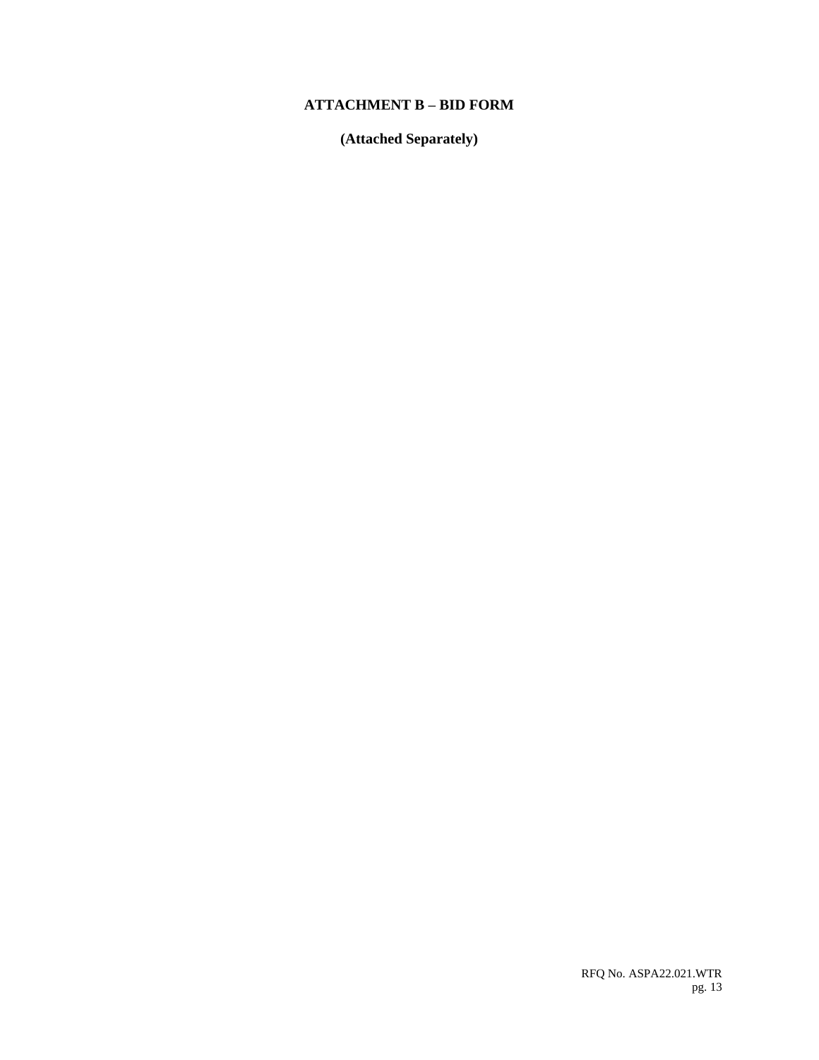# ATTACHMENT B – BID FORM

**(Attached Separately)**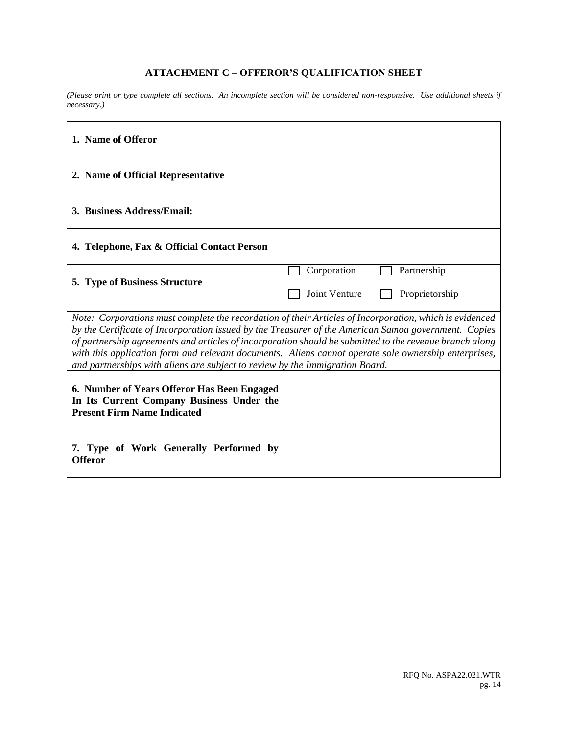## ATTACHMENT C – OFFEROR'S QUALIFICATION SHEET

*(Please print or type complete all sections. An incomplete section will be considered non-responsive. Use additional sheets if necessary.)*

| | |
|---|---|
| **1. Name of Offeror** | |
| **2. Name of Official Representative** | |
| **3. Business Address/Email:** | |
| **4. Telephone, Fax & Official Contact Person** | |
| **5. Type of Business Structure** | ☐ Corporation ☐ Partnership ☐ Joint Venture ☐ Proprietorship |
| *Note: Corporations must complete the recordation of their Articles of Incorporation, which is evidenced by the Certificate of Incorporation issued by the Treasurer of the American Samoa government. Copies of partnership agreements and articles of incorporation should be submitted to the revenue branch along with this application form and relevant documents. Aliens cannot operate sole ownership enterprises, and partnerships with aliens are subject to review by the Immigration Board.* | |
| **6. Number of Years Offeror Has Been Engaged In Its Current Company Business Under the Present Firm Name Indicated** | |
| **7. Type of Work Generally Performed by Offeror** | |

RFQ No. ASPA22.021.WTR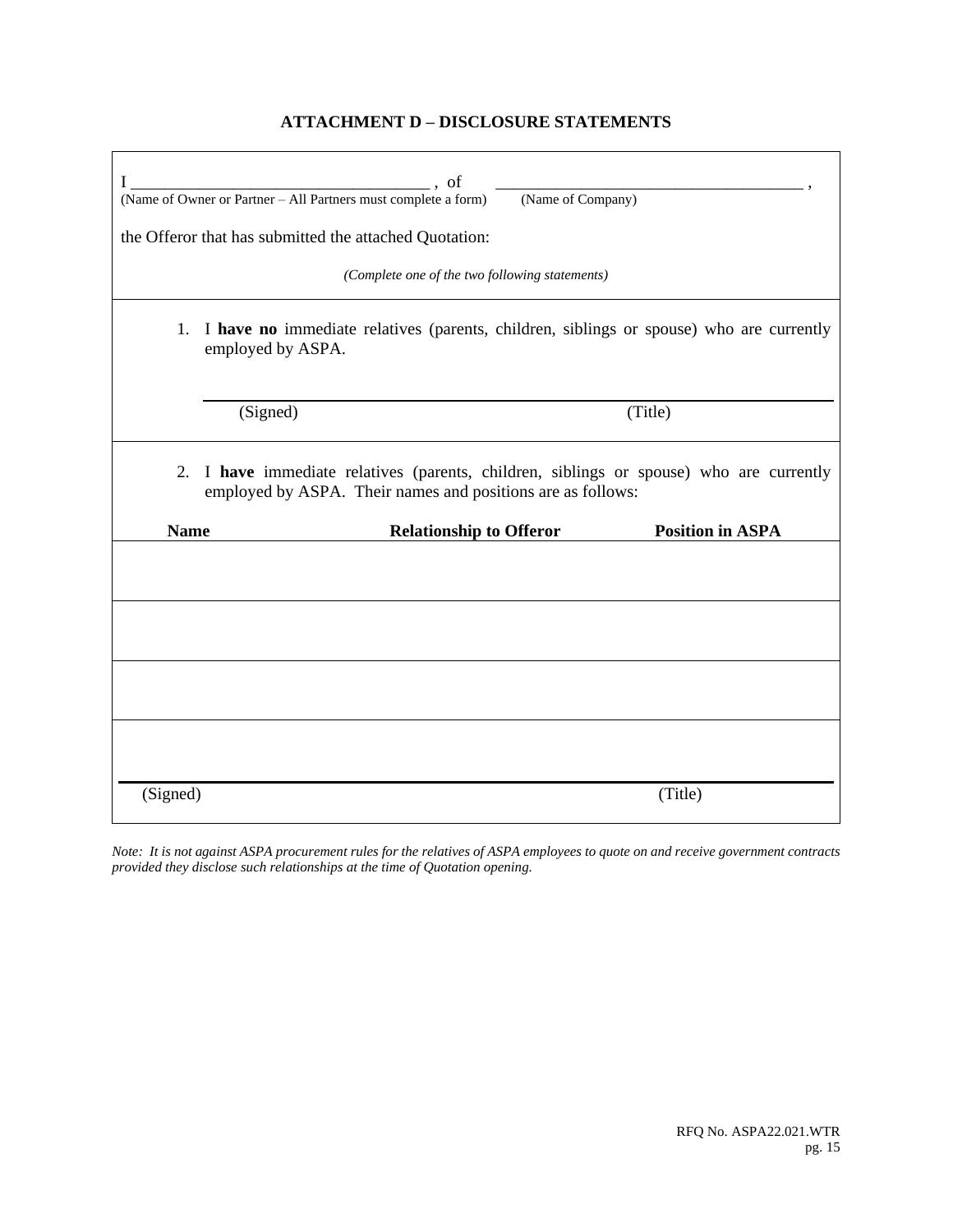## ATTACHMENT D – DISCLOSURE STATEMENTS

I ____________________________________ , of ______________________________________ ,
(Name of Owner or Partner – All Partners must complete a form) (Name of Company)

the Offeror that has submitted the attached Quotation:

*(Complete one of the two following statements)*

1. I **have no** immediate relatives (parents, children, siblings or spouse) who are currently employed by ASPA.

______________________________________________________________
(Signed) (Title)

2. I **have** immediate relatives (parents, children, siblings or spouse) who are currently employed by ASPA. Their names and positions are as follows:

| Name | Relationship to Offeror | Position in ASPA |
|---|---|---|
| | | |
| | | |
| | | |
| | | |

______________________________________________________________
(Signed) (Title)

*Note: It is not against ASPA procurement rules for the relatives of ASPA employees to quote on and receive government contracts provided they disclose such relationships at the time of Quotation opening.*

RFQ No. ASPA22.021.WTR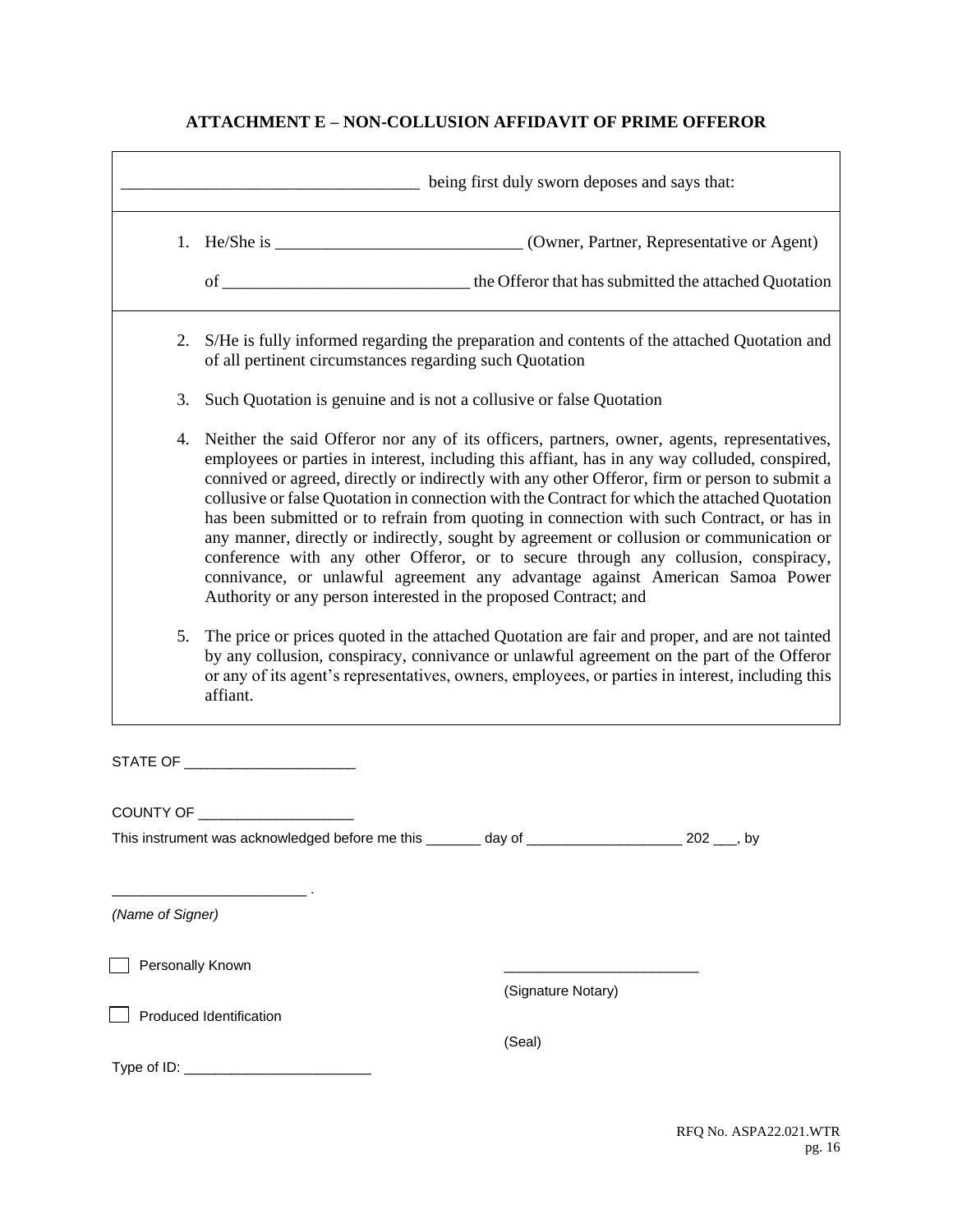## ATTACHMENT E – NON-COLLUSION AFFIDAVIT OF PRIME OFFEROR

___________________________________ being first duly sworn deposes and says that:

1. He/She is ____________________________ (Owner, Partner, Representative or Agent)

   of _____________________________ the Offeror that has submitted the attached Quotation

2. S/He is fully informed regarding the preparation and contents of the attached Quotation and of all pertinent circumstances regarding such Quotation

3. Such Quotation is genuine and is not a collusive or false Quotation

4. Neither the said Offeror nor any of its officers, partners, owner, agents, representatives, employees or parties in interest, including this affiant, has in any way colluded, conspired, connived or agreed, directly or indirectly with any other Offeror, firm or person to submit a collusive or false Quotation in connection with the Contract for which the attached Quotation has been submitted or to refrain from quoting in connection with such Contract, or has in any manner, directly or indirectly, sought by agreement or collusion or communication or conference with any other Offeror, or to secure through any collusion, conspiracy, connivance, or unlawful agreement any advantage against American Samoa Power Authority or any person interested in the proposed Contract; and

5. The price or prices quoted in the attached Quotation are fair and proper, and are not tainted by any collusion, conspiracy, connivance or unlawful agreement on the part of the Offeror or any of its agent's representatives, owners, employees, or parties in interest, including this affiant.

STATE OF ______________________

COUNTY OF ____________________

This instrument was acknowledged before me this _______ day of ____________________ 202 ___, by

_________________________ .

*(Name of Signer)*

☐ Personally Known

_________________________

(Signature Notary)

☐ Produced Identification

(Seal)

Type of ID: ________________________

RFQ No. ASPA22.021.WTR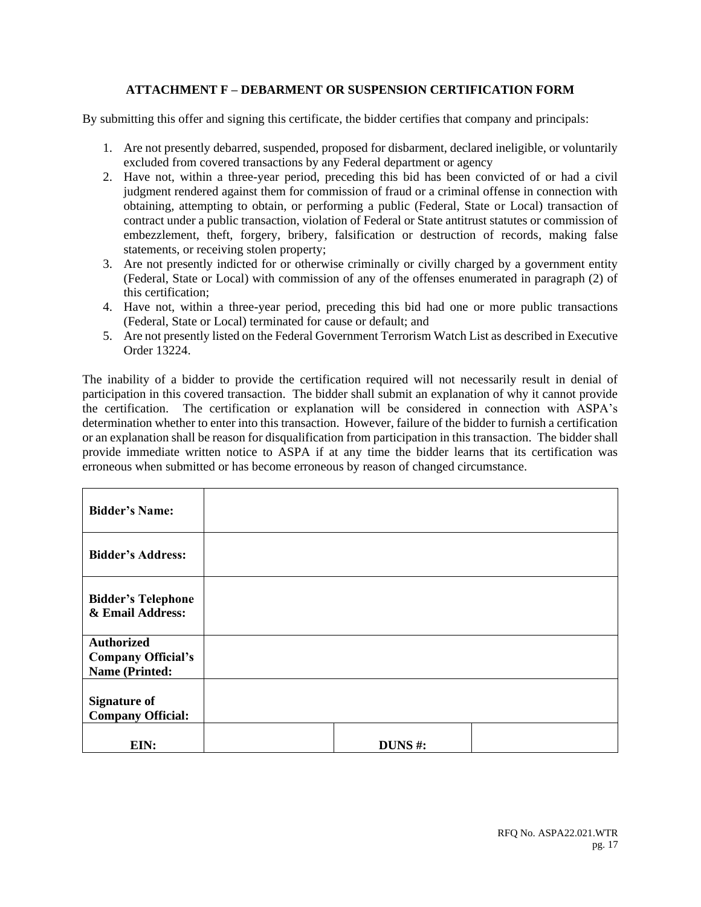## ATTACHMENT F – DEBARMENT OR SUSPENSION CERTIFICATION FORM

By submitting this offer and signing this certificate, the bidder certifies that company and principals:

1. Are not presently debarred, suspended, proposed for disbarment, declared ineligible, or voluntarily excluded from covered transactions by any Federal department or agency
2. Have not, within a three-year period, preceding this bid has been convicted of or had a civil judgment rendered against them for commission of fraud or a criminal offense in connection with obtaining, attempting to obtain, or performing a public (Federal, State or Local) transaction of contract under a public transaction, violation of Federal or State antitrust statutes or commission of embezzlement, theft, forgery, bribery, falsification or destruction of records, making false statements, or receiving stolen property;
3. Are not presently indicted for or otherwise criminally or civilly charged by a government entity (Federal, State or Local) with commission of any of the offenses enumerated in paragraph (2) of this certification;
4. Have not, within a three-year period, preceding this bid had one or more public transactions (Federal, State or Local) terminated for cause or default; and
5. Are not presently listed on the Federal Government Terrorism Watch List as described in Executive Order 13224.

The inability of a bidder to provide the certification required will not necessarily result in denial of participation in this covered transaction. The bidder shall submit an explanation of why it cannot provide the certification. The certification or explanation will be considered in connection with ASPA's determination whether to enter into this transaction. However, failure of the bidder to furnish a certification or an explanation shall be reason for disqualification from participation in this transaction. The bidder shall provide immediate written notice to ASPA if at any time the bidder learns that its certification was erroneous when submitted or has become erroneous by reason of changed circumstance.

| | | | |
|---|---|---|---|
| **Bidder's Name:** | | | |
| **Bidder's Address:** | | | |
| **Bidder's Telephone & Email Address:** | | | |
| **Authorized Company Official's Name (Printed:** | | | |
| **Signature of Company Official:** | | | |
| **EIN:** | | **DUNS #:** | |

RFQ No. ASPA22.021.WTR